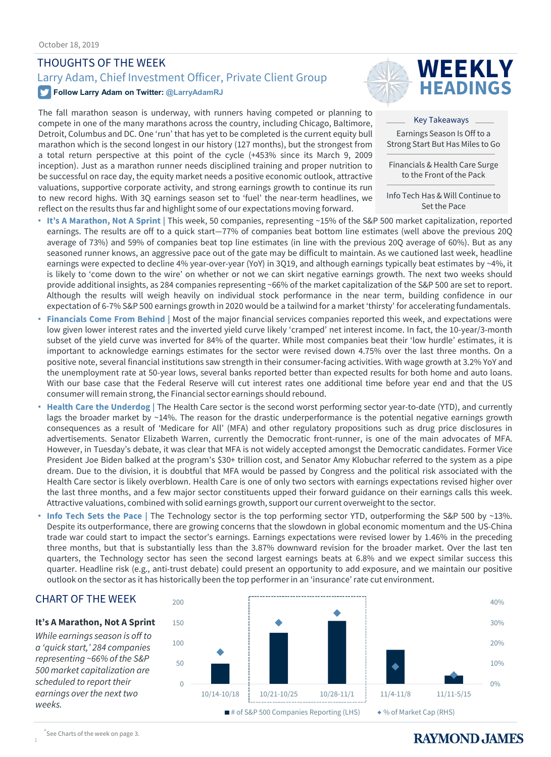October 18, 2019

# THOUGHTS OF THE WEEK

Larry Adam, Chief Investment Officer, Private Client Group

**Follow Larry Adam on Twitter: @LarryAdamRJ**

# WEEKLY HEADINGS

**Key Takeaways**

- Earnings Season Is Off to a Strong Start But Has Miles to Go
- Financials & Health Care Surge to the Front of the Pack
- Info Tech Has & Will Continue to Set the Pace

The fall marathon season is underway, with runners having competed or planning to compete in one of the many marathons across the country, including Chicago, Baltimore, Detroit, Columbus and DC. One 'run' that has yet to be completed is the current equity bull marathon which is the second longest in our history (127 months), but the strongest from a total return perspective at this point of the cycle (+453% since its March 9, 2009 inception). Just as a marathon runner needs disciplined training and proper nutrition to be successful on race day, the equity market needs a positive economic outlook, attractive valuations, supportive corporate activity, and strong earnings growth to continue its run to new record highs. With 3Q earnings season set to 'fuel' the near-term headlines, we reflect on the results thus far and highlight some of our expectations moving forward.

- **It's A Marathon, Not A Sprint |** This week, 50 companies, representing ~15% of the S&P 500 market capitalization, reported earnings. The results are off to a quick start—77% of companies beat bottom line estimates (well above the previous 20Q average of 73%) and 59% of companies beat top line estimates (in line with the previous 20Q average of 60%). But as any seasoned runner knows, an aggressive pace out of the gate may be difficult to maintain. As we cautioned last week, headline earnings were expected to decline 4% year-over-year (YoY) in 3Q19, and although earnings typically beat estimates by ~4%, it is likely to 'come down to the wire' on whether or not we can skirt negative earnings growth. The next two weeks should provide additional insights, as 284 companies representing ~66% of the market capitalization of the S&P 500 are set to report. Although the results will weigh heavily on individual stock performance in the near term, building confidence in our expectation of 6-7% S&P 500 earnings growth in 2020 would be a tailwind for a market 'thirsty' for accelerating fundamentals.
- **Financials Come From Behind |** Most of the major financial services companies reported this week, and expectations were low given lower interest rates and the inverted yield curve likely 'cramped' net interest income. In fact, the 10-year/3-month subset of the yield curve was inverted for 84% of the quarter. While most companies beat their 'low hurdle' estimates, it is important to acknowledge earnings estimates for the sector were revised down 4.75% over the last three months. On a positive note, several financial institutions saw strength in their consumer-facing activities. With wage growth at 3.2% YoY and the unemployment rate at 50-year lows, several banks reported better than expected results for both home and auto loans. With our base case that the Federal Reserve will cut interest rates one additional time before year end and that the US consumer will remain strong, the Financial sector earnings should rebound.
- **Health Care the Underdog |** The Health Care sector is the second worst performing sector year-to-date (YTD), and currently lags the broader market by ~14%. The reason for the drastic underperformance is the potential negative earnings growth consequences as a result of 'Medicare for All' (MFA) and other regulatory propositions such as drug price disclosures in advertisements. Senator Elizabeth Warren, currently the Democratic front-runner, is one of the main advocates of MFA. However, in Tuesday's debate, it was clear that MFA is not widely accepted amongst the Democratic candidates. Former Vice President Joe Biden balked at the program's $30+ trillion cost, and Senator Amy Klobuchar referred to the system as a pipe dream. Due to the division, it is doubtful that MFA would be passed by Congress and the political risk associated with the Health Care sector is likely overblown. Health Care is one of only two sectors with earnings expectations revised higher over the last three months, and a few major sector constituents upped their forward guidance on their earnings calls this week. Attractive valuations, combined with solid earnings growth, support our current overweight to the sector.
- **Info Tech Sets the Pace |** The Technology sector is the top performing sector YTD, outperforming the S&P 500 by ~13%. Despite its outperformance, there are growing concerns that the slowdown in global economic momentum and the US-China trade war could start to impact the sector's earnings. Earnings expectations were revised lower by 1.46% in the preceding three months, but that is substantially less than the 3.87% downward revision for the broader market. Over the last ten quarters, the Technology sector has seen the second largest earnings beats at 6.8% and we expect similar success this quarter. Headline risk (e.g., anti-trust debate) could present an opportunity to add exposure, and we maintain our positive outlook on the sector as it has historically been the top performer in an 'insurance' rate cut environment.

# CHART OF THE WEEK

**It's A Marathon, Not A Sprint**

*While earnings season is off to a 'quick start,' 284 companies representing ~66% of the S&P 500 market capitalization are scheduled to report their earnings over the next two weeks.*

■ # of S&P 500 Companies Reporting (LHS) ◆ % of Market Cap (RHS)

Chart categories: 10/14-10/18, 10/21-10/25, 10/28-11/1, 11/4-11/8, 11/11-5/15

*See Charts of the week on page 3.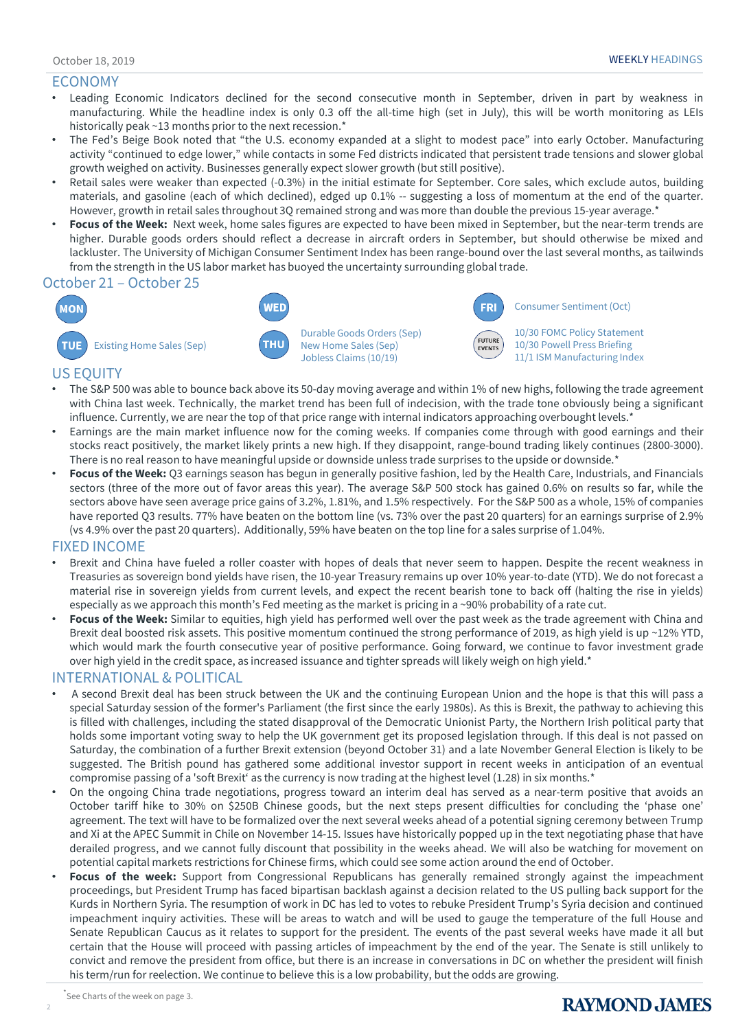## ECONOMY

- Leading Economic Indicators declined for the second consecutive month in September, driven in part by weakness in manufacturing. While the headline index is only 0.3 off the all-time high (set in July), this will be worth monitoring as LEIs historically peak ~13 months prior to the next recession.*
- The Fed's Beige Book noted that "the U.S. economy expanded at a slight to modest pace" into early October. Manufacturing activity "continued to edge lower," while contacts in some Fed districts indicated that persistent trade tensions and slower global growth weighed on activity. Businesses generally expect slower growth (but still positive).
- Retail sales were weaker than expected (-0.3%) in the initial estimate for September. Core sales, which exclude autos, building materials, and gasoline (each of which declined), edged up 0.1% -- suggesting a loss of momentum at the end of the quarter. However, growth in retail sales throughout 3Q remained strong and was more than double the previous 15-year average.*
- **Focus of the Week:** Next week, home sales figures are expected to have been mixed in September, but the near-term trends are higher. Durable goods orders should reflect a decrease in aircraft orders in September, but should otherwise be mixed and lackluster. The University of Michigan Consumer Sentiment Index has been range-bound over the last several months, as tailwinds from the strength in the US labor market has buoyed the uncertainty surrounding global trade.

## October 21 – October 25

**MON**

**TUE** Existing Home Sales (Sep)

**WED**

**THU** Durable Goods Orders (Sep)
New Home Sales (Sep)
Jobless Claims (10/19)

**FRI** Consumer Sentiment (Oct)

**FUTURE EVENTS** 10/30 FOMC Policy Statement
10/30 Powell Press Briefing
11/1 ISM Manufacturing Index

## US EQUITY

- The S&P 500 was able to bounce back above its 50-day moving average and within 1% of new highs, following the trade agreement with China last week. Technically, the market trend has been full of indecision, with the trade tone obviously being a significant influence. Currently, we are near the top of that price range with internal indicators approaching overbought levels.*
- Earnings are the main market influence now for the coming weeks. If companies come through with good earnings and their stocks react positively, the market likely prints a new high. If they disappoint, range-bound trading likely continues (2800-3000). There is no real reason to have meaningful upside or downside unless trade surprises to the upside or downside.*
- **Focus of the Week:** Q3 earnings season has begun in generally positive fashion, led by the Health Care, Industrials, and Financials sectors (three of the more out of favor areas this year). The average S&P 500 stock has gained 0.6% on results so far, while the sectors above have seen average price gains of 3.2%, 1.81%, and 1.5% respectively. For the S&P 500 as a whole, 15% of companies have reported Q3 results. 77% have beaten on the bottom line (vs. 73% over the past 20 quarters) for an earnings surprise of 2.9% (vs 4.9% over the past 20 quarters). Additionally, 59% have beaten on the top line for a sales surprise of 1.04%.

## FIXED INCOME

- Brexit and China have fueled a roller coaster with hopes of deals that never seem to happen. Despite the recent weakness in Treasuries as sovereign bond yields have risen, the 10-year Treasury remains up over 10% year-to-date (YTD). We do not forecast a material rise in sovereign yields from current levels, and expect the recent bearish tone to back off (halting the rise in yields) especially as we approach this month's Fed meeting as the market is pricing in a ~90% probability of a rate cut.
- **Focus of the Week:** Similar to equities, high yield has performed well over the past week as the trade agreement with China and Brexit deal boosted risk assets. This positive momentum continued the strong performance of 2019, as high yield is up ~12% YTD, which would mark the fourth consecutive year of positive performance. Going forward, we continue to favor investment grade over high yield in the credit space, as increased issuance and tighter spreads will likely weigh on high yield.*

## INTERNATIONAL & POLITICAL

- A second Brexit deal has been struck between the UK and the continuing European Union and the hope is that this will pass a special Saturday session of the former's Parliament (the first since the early 1980s). As this is Brexit, the pathway to achieving this is filled with challenges, including the stated disapproval of the Democratic Unionist Party, the Northern Irish political party that holds some important voting sway to help the UK government get its proposed legislation through. If this deal is not passed on Saturday, the combination of a further Brexit extension (beyond October 31) and a late November General Election is likely to be suggested. The British pound has gathered some additional investor support in recent weeks in anticipation of an eventual compromise passing of a 'soft Brexit' as the currency is now trading at the highest level (1.28) in six months.*
- On the ongoing China trade negotiations, progress toward an interim deal has served as a near-term positive that avoids an October tariff hike to 30% on $250B Chinese goods, but the next steps present difficulties for concluding the 'phase one' agreement. The text will have to be formalized over the next several weeks ahead of a potential signing ceremony between Trump and Xi at the APEC Summit in Chile on November 14-15. Issues have historically popped up in the text negotiating phase that have derailed progress, and we cannot fully discount that possibility in the weeks ahead. We will also be watching for movement on potential capital markets restrictions for Chinese firms, which could see some action around the end of October.
- **Focus of the week:** Support from Congressional Republicans has generally remained strongly against the impeachment proceedings, but President Trump has faced bipartisan backlash against a decision related to the US pulling back support for the Kurds in Northern Syria. The resumption of work in DC has led to votes to rebuke President Trump's Syria decision and continued impeachment inquiry activities. These will be areas to watch and will be used to gauge the temperature of the full House and Senate Republican Caucus as it relates to support for the president. The events of the past several weeks have made it all but certain that the House will proceed with passing articles of impeachment by the end of the year. The Senate is still unlikely to convict and remove the president from office, but there is an increase in conversations in DC on whether the president will finish his term/run for reelection. We continue to believe this is a low probability, but the odds are growing.

*See Charts of the week on page 3.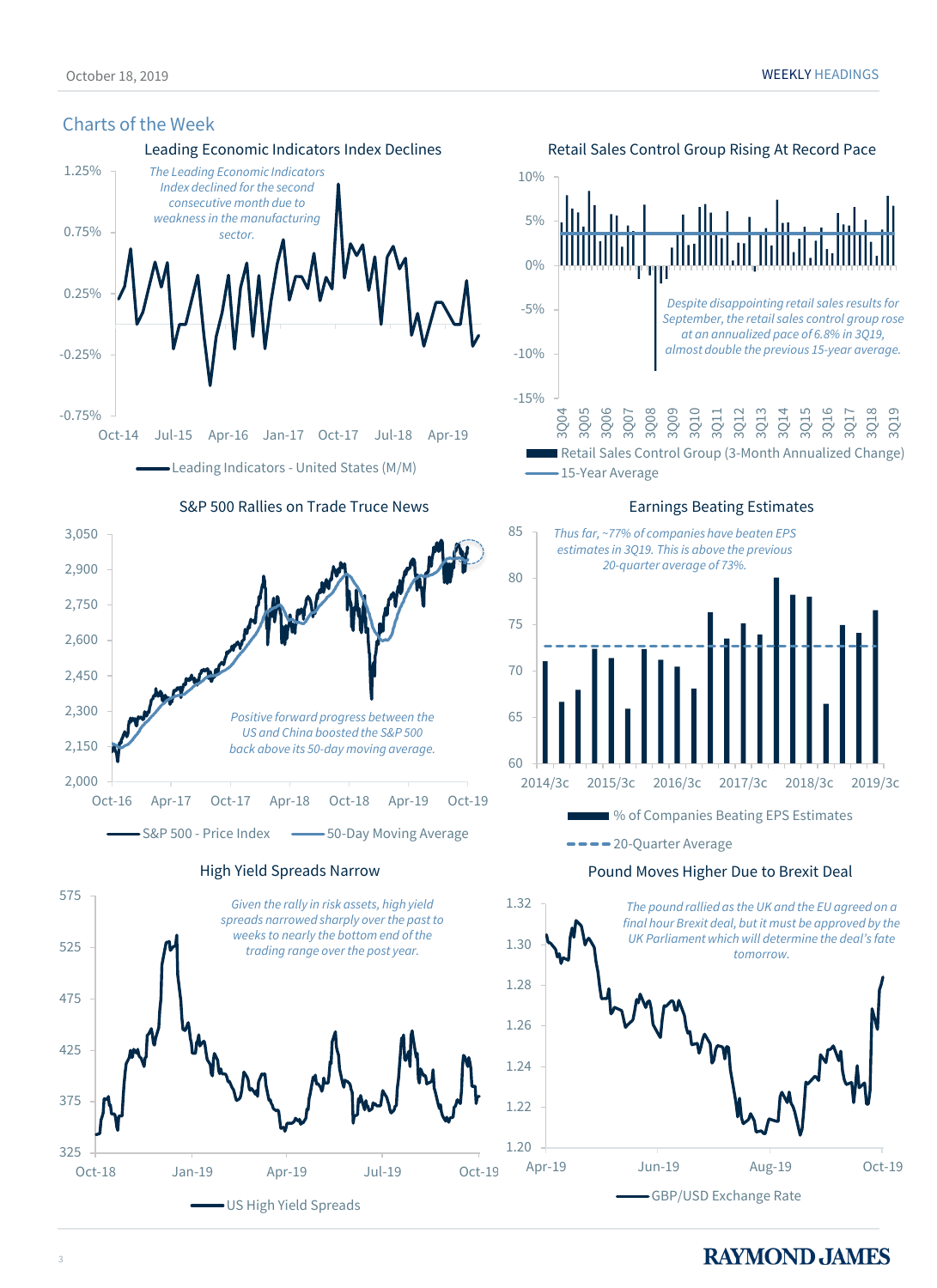## Charts of the Week

### Leading Economic Indicators Index Declines

*The Leading Economic Indicators Index declined for the second consecutive month due to weakness in the manufacturing sector.*

1.25%
0.75%
0.25%
-0.25%
-0.75%

Oct-14 Jul-15 Apr-16 Jan-17 Oct-17 Jul-18 Apr-19

Leading Indicators - United States (M/M)

### Retail Sales Control Group Rising At Record Pace

*Despite disappointing retail sales results for September, the retail sales control group rose at an annualized pace of 6.8% in 3Q19, almost double the previous 15-year average.*

10%
5%
0%
-5%
-10%
-15%

3Q04 3Q05 3Q06 3Q07 3Q08 3Q09 3Q10 3Q11 3Q12 3Q13 3Q14 3Q15 3Q16 3Q17 3Q18 3Q19

Retail Sales Control Group (3-Month Annualized Change)
15-Year Average

### S&P 500 Rallies on Trade Truce News

*Positive forward progress between the US and China boosted the S&P 500 back above its 50-day moving average.*

3,050
2,900
2,750
2,600
2,450
2,300
2,150
2,000

Oct-16 Apr-17 Oct-17 Apr-18 Oct-18 Apr-19 Oct-19

S&P 500 - Price Index
50-Day Moving Average

### Earnings Beating Estimates

*Thus far, ~77% of companies have beaten EPS estimates in 3Q19. This is above the previous 20-quarter average of 73%.*

85
80
75
70
65
60

2014/3c 2015/3c 2016/3c 2017/3c 2018/3c 2019/3c

% of Companies Beating EPS Estimates
20-Quarter Average

### High Yield Spreads Narrow

*Given the rally in risk assets, high yield spreads narrowed sharply over the past to weeks to nearly the bottom end of the trading range over the post year.*

575
525
475
425
375
325

Oct-18 Jan-19 Apr-19 Jul-19 Oct-19

US High Yield Spreads

### Pound Moves Higher Due to Brexit Deal

*The pound rallied as the UK and the EU agreed on a final hour Brexit deal, but it must be approved by the UK Parliament which will determine the deal's fate tomorrow.*

1.32
1.30
1.28
1.26
1.24
1.22
1.20

Apr-19 Jun-19 Aug-19 Oct-19

GBP/USD Exchange Rate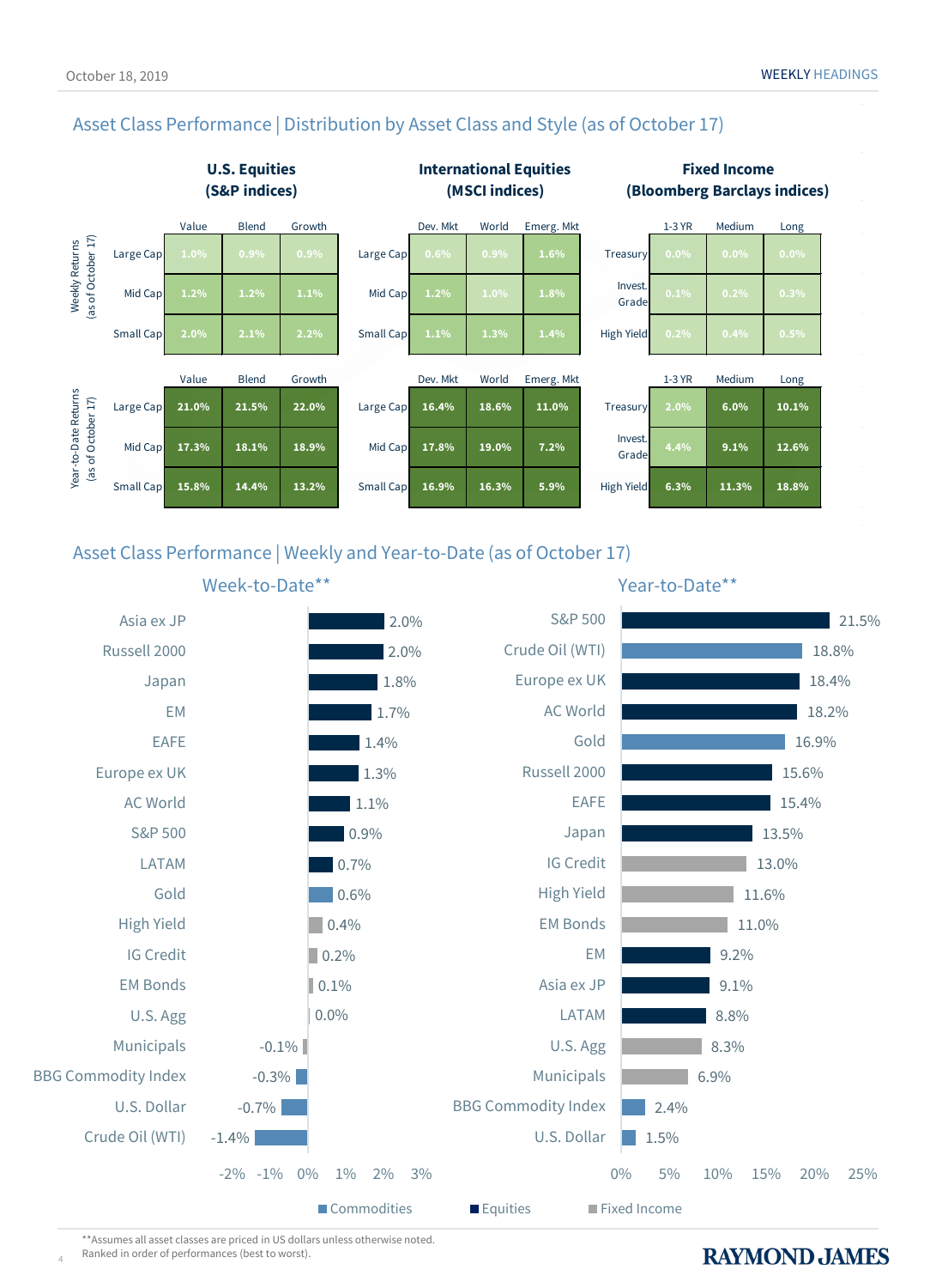## Asset Class Performance | Distribution by Asset Class and Style (as of October 17)

**Weekly Returns (as of October 17)**

| U.S. Equities (S&P indices) | Value | Blend | Growth |
|---|---|---|---|
| Large Cap | 1.0% | 0.9% | 0.9% |
| Mid Cap | 1.2% | 1.2% | 1.1% |
| Small Cap | 2.0% | 2.1% | 2.2% |

| International Equities (MSCI indices) | Dev. Mkt | World | Emerg. Mkt |
|---|---|---|---|
| Large Cap | 0.6% | 0.9% | 1.6% |
| Mid Cap | 1.2% | 1.0% | 1.8% |
| Small Cap | 1.1% | 1.3% | 1.4% |

| Fixed Income (Bloomberg Barclays indices) | 1-3 YR | Medium | Long |
|---|---|---|---|
| Treasury | 0.0% | 0.0% | 0.0% |
| Invest. Grade | 0.1% | 0.2% | 0.3% |
| High Yield | 0.2% | 0.4% | 0.5% |

**Year-to-Date Returns (as of October 17)**

| U.S. Equities (S&P indices) | Value | Blend | Growth |
|---|---|---|---|
| Large Cap | 21.0% | 21.5% | 22.0% |
| Mid Cap | 17.3% | 18.1% | 18.9% |
| Small Cap | 15.8% | 14.4% | 13.2% |

| International Equities (MSCI indices) | Dev. Mkt | World | Emerg. Mkt |
|---|---|---|---|
| Large Cap | 16.4% | 18.6% | 11.0% |
| Mid Cap | 17.8% | 19.0% | 7.2% |
| Small Cap | 16.9% | 16.3% | 5.9% |

| Fixed Income (Bloomberg Barclays indices) | 1-3 YR | Medium | Long |
|---|---|---|---|
| Treasury | 2.0% | 6.0% | 10.1% |
| Invest. Grade | 4.4% | 9.1% | 12.6% |
| High Yield | 6.3% | 11.3% | 18.8% |

## Asset Class Performance | Weekly and Year-to-Date (as of October 17)

### Week-to-Date**

| Asset | Return |
|---|---|
| Asia ex JP | 2.0% |
| Russell 2000 | 2.0% |
| Japan | 1.8% |
| EM | 1.7% |
| EAFE | 1.4% |
| Europe ex UK | 1.3% |
| AC World | 1.1% |
| S&P 500 | 0.9% |
| LATAM | 0.7% |
| Gold | 0.6% |
| High Yield | 0.4% |
| IG Credit | 0.2% |
| EM Bonds | 0.1% |
| U.S. Agg | 0.0% |
| Municipals | -0.1% |
| BBG Commodity Index | -0.3% |
| U.S. Dollar | -0.7% |
| Crude Oil (WTI) | -1.4% |

### Year-to-Date**

| Asset | Return |
|---|---|
| S&P 500 | 21.5% |
| Crude Oil (WTI) | 18.8% |
| Europe ex UK | 18.4% |
| AC World | 18.2% |
| Gold | 16.9% |
| Russell 2000 | 15.6% |
| EAFE | 15.4% |
| Japan | 13.5% |
| IG Credit | 13.0% |
| High Yield | 11.6% |
| EM Bonds | 11.0% |
| EM | 9.2% |
| Asia ex JP | 9.1% |
| LATAM | 8.8% |
| U.S. Agg | 8.3% |
| Municipals | 6.9% |
| BBG Commodity Index | 2.4% |
| U.S. Dollar | 1.5% |

Commodities · Equities · Fixed Income

**Assumes all asset classes are priced in US dollars unless otherwise noted.
Ranked in order of performances (best to worst).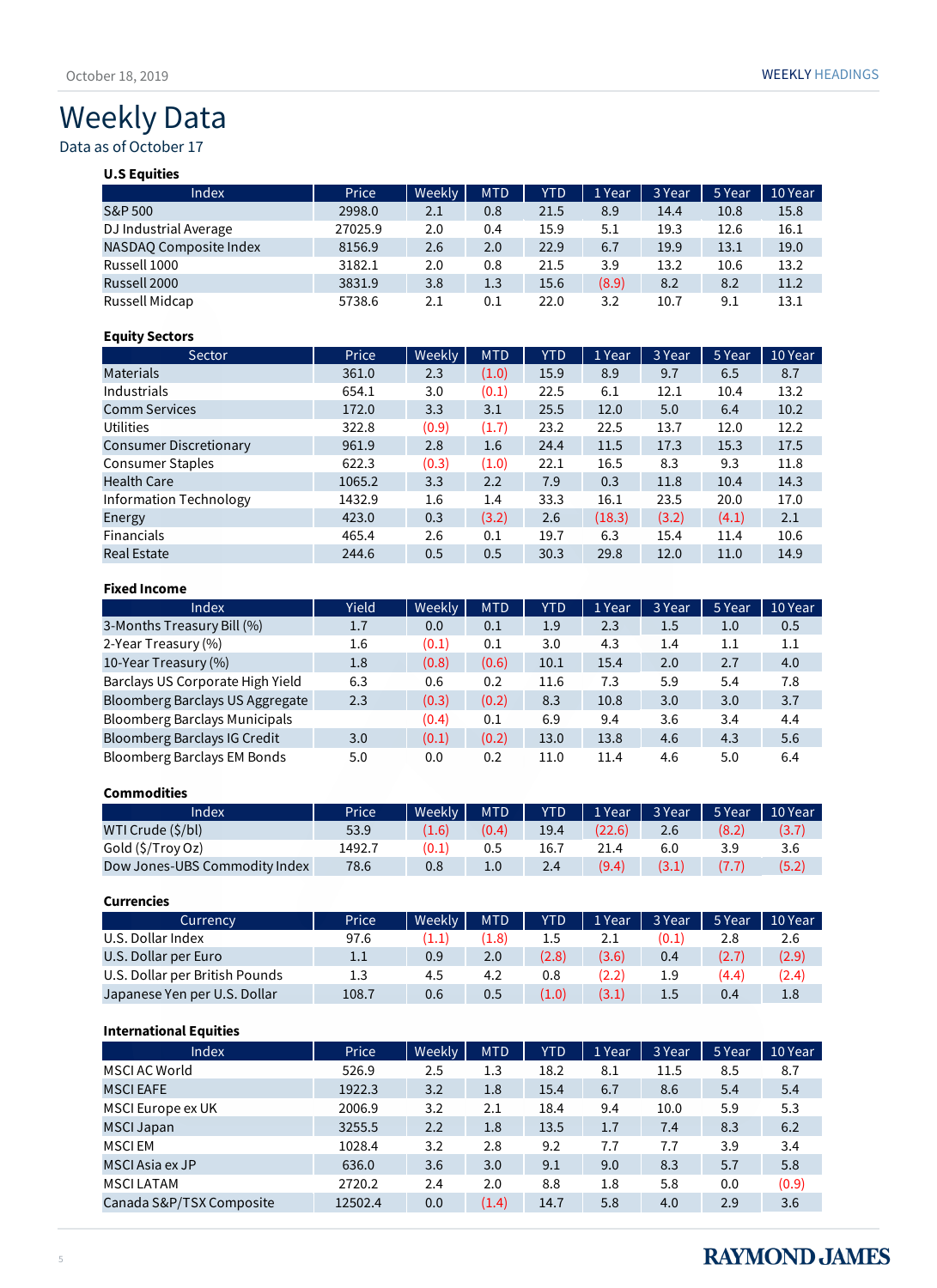# Weekly Data

Data as of October 17

**U.S Equities**

| Index | Price | Weekly | MTD | YTD | 1 Year | 3 Year | 5 Year | 10 Year |
|---|---|---|---|---|---|---|---|---|
| S&P 500 | 2998.0 | 2.1 | 0.8 | 21.5 | 8.9 | 14.4 | 10.8 | 15.8 |
| DJ Industrial Average | 27025.9 | 2.0 | 0.4 | 15.9 | 5.1 | 19.3 | 12.6 | 16.1 |
| NASDAQ Composite Index | 8156.9 | 2.6 | 2.0 | 22.9 | 6.7 | 19.9 | 13.1 | 19.0 |
| Russell 1000 | 3182.1 | 2.0 | 0.8 | 21.5 | 3.9 | 13.2 | 10.6 | 13.2 |
| Russell 2000 | 3831.9 | 3.8 | 1.3 | 15.6 | (8.9) | 8.2 | 8.2 | 11.2 |
| Russell Midcap | 5738.6 | 2.1 | 0.1 | 22.0 | 3.2 | 10.7 | 9.1 | 13.1 |

**Equity Sectors**

| Sector | Price | Weekly | MTD | YTD | 1 Year | 3 Year | 5 Year | 10 Year |
|---|---|---|---|---|---|---|---|---|
| Materials | 361.0 | 2.3 | (1.0) | 15.9 | 8.9 | 9.7 | 6.5 | 8.7 |
| Industrials | 654.1 | 3.0 | (0.1) | 22.5 | 6.1 | 12.1 | 10.4 | 13.2 |
| Comm Services | 172.0 | 3.3 | 3.1 | 25.5 | 12.0 | 5.0 | 6.4 | 10.2 |
| Utilities | 322.8 | (0.9) | (1.7) | 23.2 | 22.5 | 13.7 | 12.0 | 12.2 |
| Consumer Discretionary | 961.9 | 2.8 | 1.6 | 24.4 | 11.5 | 17.3 | 15.3 | 17.5 |
| Consumer Staples | 622.3 | (0.3) | (1.0) | 22.1 | 16.5 | 8.3 | 9.3 | 11.8 |
| Health Care | 1065.2 | 3.3 | 2.2 | 7.9 | 0.3 | 11.8 | 10.4 | 14.3 |
| Information Technology | 1432.9 | 1.6 | 1.4 | 33.3 | 16.1 | 23.5 | 20.0 | 17.0 |
| Energy | 423.0 | 0.3 | (3.2) | 2.6 | (18.3) | (3.2) | (4.1) | 2.1 |
| Financials | 465.4 | 2.6 | 0.1 | 19.7 | 6.3 | 15.4 | 11.4 | 10.6 |
| Real Estate | 244.6 | 0.5 | 0.5 | 30.3 | 29.8 | 12.0 | 11.0 | 14.9 |

**Fixed Income**

| Index | Yield | Weekly | MTD | YTD | 1 Year | 3 Year | 5 Year | 10 Year |
|---|---|---|---|---|---|---|---|---|
| 3-Months Treasury Bill (%) | 1.7 | 0.0 | 0.1 | 1.9 | 2.3 | 1.5 | 1.0 | 0.5 |
| 2-Year Treasury (%) | 1.6 | (0.1) | 0.1 | 3.0 | 4.3 | 1.4 | 1.1 | 1.1 |
| 10-Year Treasury (%) | 1.8 | (0.8) | (0.6) | 10.1 | 15.4 | 2.0 | 2.7 | 4.0 |
| Barclays US Corporate High Yield | 6.3 | 0.6 | 0.2 | 11.6 | 7.3 | 5.9 | 5.4 | 7.8 |
| Bloomberg Barclays US Aggregate | 2.3 | (0.3) | (0.2) | 8.3 | 10.8 | 3.0 | 3.0 | 3.7 |
| Bloomberg Barclays Municipals | | (0.4) | 0.1 | 6.9 | 9.4 | 3.6 | 3.4 | 4.4 |
| Bloomberg Barclays IG Credit | 3.0 | (0.1) | (0.2) | 13.0 | 13.8 | 4.6 | 4.3 | 5.6 |
| Bloomberg Barclays EM Bonds | 5.0 | 0.0 | 0.2 | 11.0 | 11.4 | 4.6 | 5.0 | 6.4 |

**Commodities**

| Index | Price | Weekly | MTD | YTD | 1 Year | 3 Year | 5 Year | 10 Year |
|---|---|---|---|---|---|---|---|---|
| WTI Crude ($/bl) | 53.9 | (1.6) | (0.4) | 19.4 | (22.6) | 2.6 | (8.2) | (3.7) |
| Gold ($/Troy Oz) | 1492.7 | (0.1) | 0.5 | 16.7 | 21.4 | 6.0 | 3.9 | 3.6 |
| Dow Jones-UBS Commodity Index | 78.6 | 0.8 | 1.0 | 2.4 | (9.4) | (3.1) | (7.7) | (5.2) |

**Currencies**

| Currency | Price | Weekly | MTD | YTD | 1 Year | 3 Year | 5 Year | 10 Year |
|---|---|---|---|---|---|---|---|---|
| U.S. Dollar Index | 97.6 | (1.1) | (1.8) | 1.5 | 2.1 | (0.1) | 2.8 | 2.6 |
| U.S. Dollar per Euro | 1.1 | 0.9 | 2.0 | (2.8) | (3.6) | 0.4 | (2.7) | (2.9) |
| U.S. Dollar per British Pounds | 1.3 | 4.5 | 4.2 | 0.8 | (2.2) | 1.9 | (4.4) | (2.4) |
| Japanese Yen per U.S. Dollar | 108.7 | 0.6 | 0.5 | (1.0) | (3.1) | 1.5 | 0.4 | 1.8 |

**International Equities**

| Index | Price | Weekly | MTD | YTD | 1 Year | 3 Year | 5 Year | 10 Year |
|---|---|---|---|---|---|---|---|---|
| MSCI AC World | 526.9 | 2.5 | 1.3 | 18.2 | 8.1 | 11.5 | 8.5 | 8.7 |
| MSCI EAFE | 1922.3 | 3.2 | 1.8 | 15.4 | 6.7 | 8.6 | 5.4 | 5.4 |
| MSCI Europe ex UK | 2006.9 | 3.2 | 2.1 | 18.4 | 9.4 | 10.0 | 5.9 | 5.3 |
| MSCI Japan | 3255.5 | 2.2 | 1.8 | 13.5 | 1.7 | 7.4 | 8.3 | 6.2 |
| MSCI EM | 1028.4 | 3.2 | 2.8 | 9.2 | 7.7 | 7.7 | 3.9 | 3.4 |
| MSCI Asia ex JP | 636.0 | 3.6 | 3.0 | 9.1 | 9.0 | 8.3 | 5.7 | 5.8 |
| MSCI LATAM | 2720.2 | 2.4 | 2.0 | 8.8 | 1.8 | 5.8 | 0.0 | (0.9) |
| Canada S&P/TSX Composite | 12502.4 | 0.0 | (1.4) | 14.7 | 5.8 | 4.0 | 2.9 | 3.6 |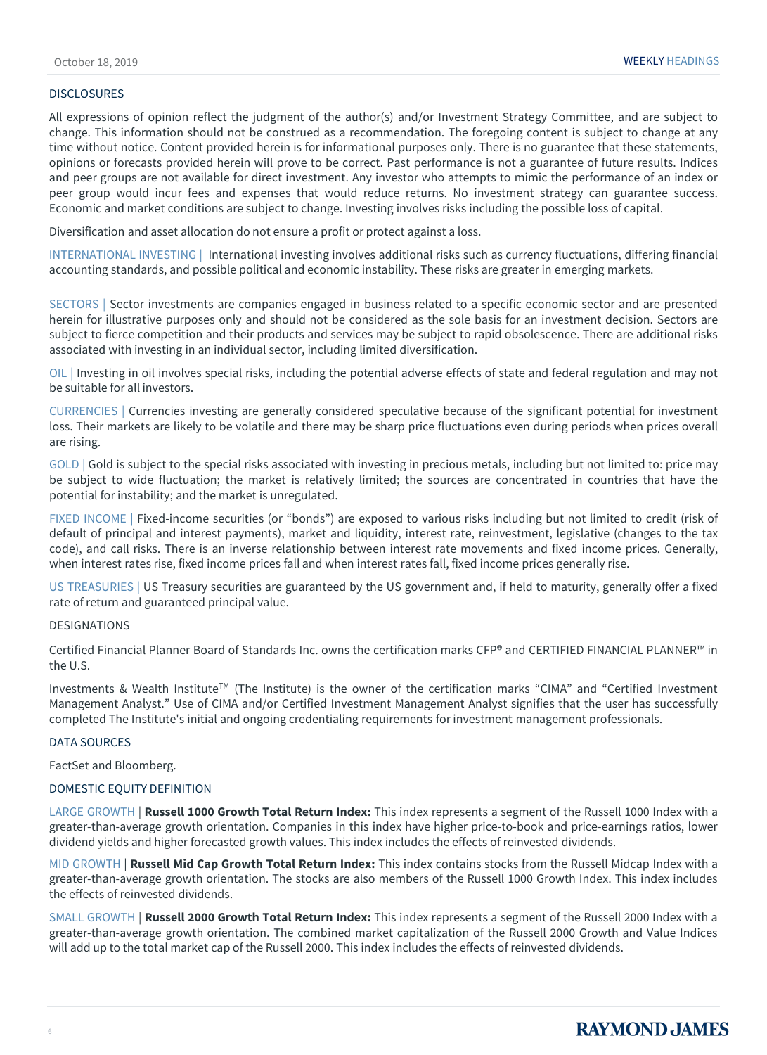## DISCLOSURES

All expressions of opinion reflect the judgment of the author(s) and/or Investment Strategy Committee, and are subject to change. This information should not be construed as a recommendation. The foregoing content is subject to change at any time without notice. Content provided herein is for informational purposes only. There is no guarantee that these statements, opinions or forecasts provided herein will prove to be correct. Past performance is not a guarantee of future results. Indices and peer groups are not available for direct investment. Any investor who attempts to mimic the performance of an index or peer group would incur fees and expenses that would reduce returns. No investment strategy can guarantee success. Economic and market conditions are subject to change. Investing involves risks including the possible loss of capital.

Diversification and asset allocation do not ensure a profit or protect against a loss.

INTERNATIONAL INVESTING | International investing involves additional risks such as currency fluctuations, differing financial accounting standards, and possible political and economic instability. These risks are greater in emerging markets.

SECTORS | Sector investments are companies engaged in business related to a specific economic sector and are presented herein for illustrative purposes only and should not be considered as the sole basis for an investment decision. Sectors are subject to fierce competition and their products and services may be subject to rapid obsolescence. There are additional risks associated with investing in an individual sector, including limited diversification.

OIL | Investing in oil involves special risks, including the potential adverse effects of state and federal regulation and may not be suitable for all investors.

CURRENCIES | Currencies investing are generally considered speculative because of the significant potential for investment loss. Their markets are likely to be volatile and there may be sharp price fluctuations even during periods when prices overall are rising.

GOLD | Gold is subject to the special risks associated with investing in precious metals, including but not limited to: price may be subject to wide fluctuation; the market is relatively limited; the sources are concentrated in countries that have the potential for instability; and the market is unregulated.

FIXED INCOME | Fixed-income securities (or "bonds") are exposed to various risks including but not limited to credit (risk of default of principal and interest payments), market and liquidity, interest rate, reinvestment, legislative (changes to the tax code), and call risks. There is an inverse relationship between interest rate movements and fixed income prices. Generally, when interest rates rise, fixed income prices fall and when interest rates fall, fixed income prices generally rise.

US TREASURIES | US Treasury securities are guaranteed by the US government and, if held to maturity, generally offer a fixed rate of return and guaranteed principal value.

## DESIGNATIONS

Certified Financial Planner Board of Standards Inc. owns the certification marks CFP® and CERTIFIED FINANCIAL PLANNER™ in the U.S.

Investments & Wealth Institute™ (The Institute) is the owner of the certification marks "CIMA" and "Certified Investment Management Analyst." Use of CIMA and/or Certified Investment Management Analyst signifies that the user has successfully completed The Institute's initial and ongoing credentialing requirements for investment management professionals.

## DATA SOURCES

FactSet and Bloomberg.

## DOMESTIC EQUITY DEFINITION

LARGE GROWTH | **Russell 1000 Growth Total Return Index:** This index represents a segment of the Russell 1000 Index with a greater-than-average growth orientation. Companies in this index have higher price-to-book and price-earnings ratios, lower dividend yields and higher forecasted growth values. This index includes the effects of reinvested dividends.

MID GROWTH | **Russell Mid Cap Growth Total Return Index:** This index contains stocks from the Russell Midcap Index with a greater-than-average growth orientation. The stocks are also members of the Russell 1000 Growth Index. This index includes the effects of reinvested dividends.

SMALL GROWTH | **Russell 2000 Growth Total Return Index:** This index represents a segment of the Russell 2000 Index with a greater-than-average growth orientation. The combined market capitalization of the Russell 2000 Growth and Value Indices will add up to the total market cap of the Russell 2000. This index includes the effects of reinvested dividends.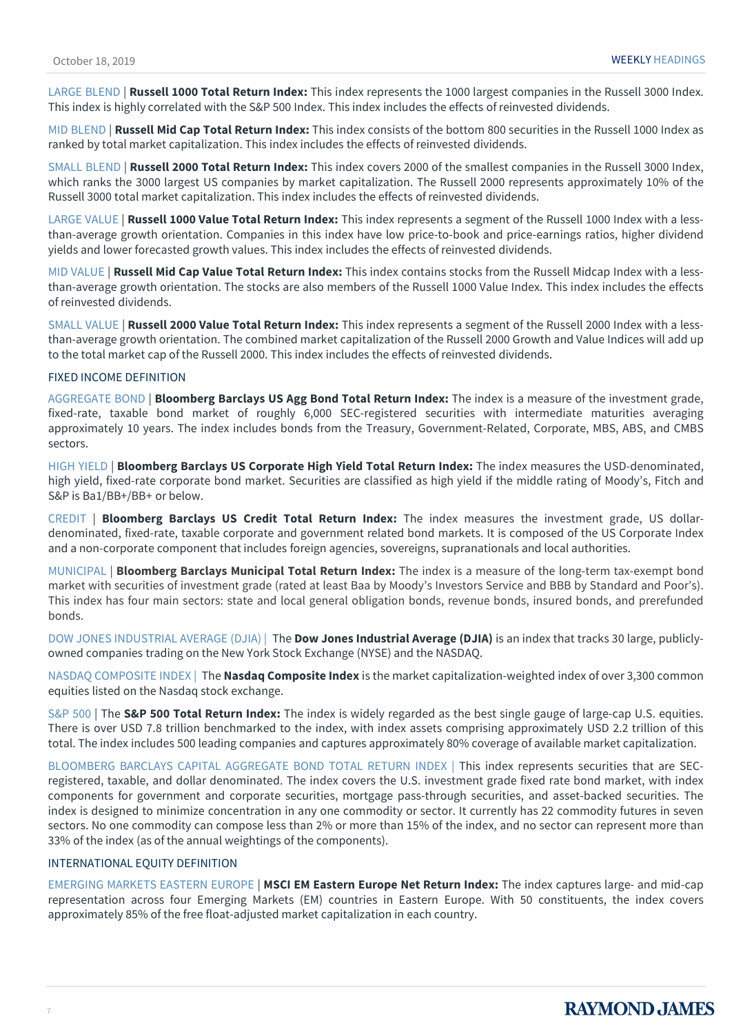LARGE BLEND | **Russell 1000 Total Return Index:** This index represents the 1000 largest companies in the Russell 3000 Index. This index is highly correlated with the S&P 500 Index. This index includes the effects of reinvested dividends.

MID BLEND | **Russell Mid Cap Total Return Index:** This index consists of the bottom 800 securities in the Russell 1000 Index as ranked by total market capitalization. This index includes the effects of reinvested dividends.

SMALL BLEND | **Russell 2000 Total Return Index:** This index covers 2000 of the smallest companies in the Russell 3000 Index, which ranks the 3000 largest US companies by market capitalization. The Russell 2000 represents approximately 10% of the Russell 3000 total market capitalization. This index includes the effects of reinvested dividends.

LARGE VALUE | **Russell 1000 Value Total Return Index:** This index represents a segment of the Russell 1000 Index with a less-than-average growth orientation. Companies in this index have low price-to-book and price-earnings ratios, higher dividend yields and lower forecasted growth values. This index includes the effects of reinvested dividends.

MID VALUE | **Russell Mid Cap Value Total Return Index:** This index contains stocks from the Russell Midcap Index with a less-than-average growth orientation. The stocks are also members of the Russell 1000 Value Index. This index includes the effects of reinvested dividends.

SMALL VALUE | **Russell 2000 Value Total Return Index:** This index represents a segment of the Russell 2000 Index with a less-than-average growth orientation. The combined market capitalization of the Russell 2000 Growth and Value Indices will add up to the total market cap of the Russell 2000. This index includes the effects of reinvested dividends.

## FIXED INCOME DEFINITION

AGGREGATE BOND | **Bloomberg Barclays US Agg Bond Total Return Index:** The index is a measure of the investment grade, fixed-rate, taxable bond market of roughly 6,000 SEC-registered securities with intermediate maturities averaging approximately 10 years. The index includes bonds from the Treasury, Government-Related, Corporate, MBS, ABS, and CMBS sectors.

HIGH YIELD | **Bloomberg Barclays US Corporate High Yield Total Return Index:** The index measures the USD-denominated, high yield, fixed-rate corporate bond market. Securities are classified as high yield if the middle rating of Moody's, Fitch and S&P is Ba1/BB+/BB+ or below.

CREDIT | **Bloomberg Barclays US Credit Total Return Index:** The index measures the investment grade, US dollar-denominated, fixed-rate, taxable corporate and government related bond markets. It is composed of the US Corporate Index and a non-corporate component that includes foreign agencies, sovereigns, supranationals and local authorities.

MUNICIPAL | **Bloomberg Barclays Municipal Total Return Index:** The index is a measure of the long-term tax-exempt bond market with securities of investment grade (rated at least Baa by Moody's Investors Service and BBB by Standard and Poor's). This index has four main sectors: state and local general obligation bonds, revenue bonds, insured bonds, and prerefunded bonds.

DOW JONES INDUSTRIAL AVERAGE (DJIA) | The **Dow Jones Industrial Average (DJIA)** is an index that tracks 30 large, publicly-owned companies trading on the New York Stock Exchange (NYSE) and the NASDAQ.

NASDAQ COMPOSITE INDEX | The **Nasdaq Composite Index** is the market capitalization-weighted index of over 3,300 common equities listed on the Nasdaq stock exchange.

S&P 500 | The **S&P 500 Total Return Index:** The index is widely regarded as the best single gauge of large-cap U.S. equities. There is over USD 7.8 trillion benchmarked to the index, with index assets comprising approximately USD 2.2 trillion of this total. The index includes 500 leading companies and captures approximately 80% coverage of available market capitalization.

BLOOMBERG BARCLAYS CAPITAL AGGREGATE BOND TOTAL RETURN INDEX | This index represents securities that are SEC-registered, taxable, and dollar denominated. The index covers the U.S. investment grade fixed rate bond market, with index components for government and corporate securities, mortgage pass-through securities, and asset-backed securities. The index is designed to minimize concentration in any one commodity or sector. It currently has 22 commodity futures in seven sectors. No one commodity can compose less than 2% or more than 15% of the index, and no sector can represent more than 33% of the index (as of the annual weightings of the components).

## INTERNATIONAL EQUITY DEFINITION

EMERGING MARKETS EASTERN EUROPE | **MSCI EM Eastern Europe Net Return Index:** The index captures large- and mid-cap representation across four Emerging Markets (EM) countries in Eastern Europe. With 50 constituents, the index covers approximately 85% of the free float-adjusted market capitalization in each country.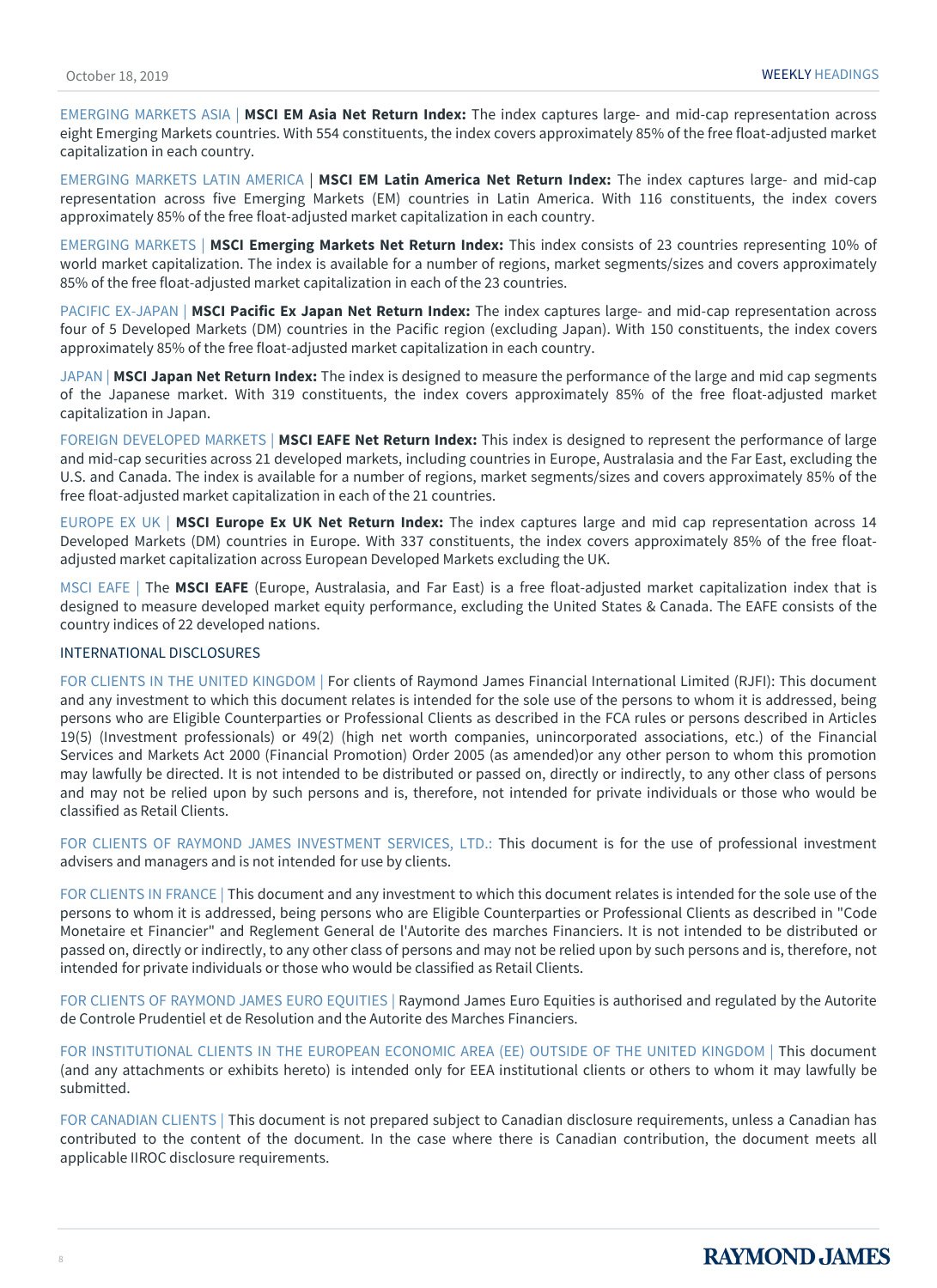EMERGING MARKETS ASIA | **MSCI EM Asia Net Return Index:** The index captures large- and mid-cap representation across eight Emerging Markets countries. With 554 constituents, the index covers approximately 85% of the free float-adjusted market capitalization in each country.

EMERGING MARKETS LATIN AMERICA | **MSCI EM Latin America Net Return Index:** The index captures large- and mid-cap representation across five Emerging Markets (EM) countries in Latin America. With 116 constituents, the index covers approximately 85% of the free float-adjusted market capitalization in each country.

EMERGING MARKETS | **MSCI Emerging Markets Net Return Index:** This index consists of 23 countries representing 10% of world market capitalization. The index is available for a number of regions, market segments/sizes and covers approximately 85% of the free float-adjusted market capitalization in each of the 23 countries.

PACIFIC EX-JAPAN | **MSCI Pacific Ex Japan Net Return Index:** The index captures large- and mid-cap representation across four of 5 Developed Markets (DM) countries in the Pacific region (excluding Japan). With 150 constituents, the index covers approximately 85% of the free float-adjusted market capitalization in each country.

JAPAN | **MSCI Japan Net Return Index:** The index is designed to measure the performance of the large and mid cap segments of the Japanese market. With 319 constituents, the index covers approximately 85% of the free float-adjusted market capitalization in Japan.

FOREIGN DEVELOPED MARKETS | **MSCI EAFE Net Return Index:** This index is designed to represent the performance of large and mid-cap securities across 21 developed markets, including countries in Europe, Australasia and the Far East, excluding the U.S. and Canada. The index is available for a number of regions, market segments/sizes and covers approximately 85% of the free float-adjusted market capitalization in each of the 21 countries.

EUROPE EX UK | **MSCI Europe Ex UK Net Return Index:** The index captures large and mid cap representation across 14 Developed Markets (DM) countries in Europe. With 337 constituents, the index covers approximately 85% of the free float-adjusted market capitalization across European Developed Markets excluding the UK.

MSCI EAFE | The **MSCI EAFE** (Europe, Australasia, and Far East) is a free float-adjusted market capitalization index that is designed to measure developed market equity performance, excluding the United States & Canada. The EAFE consists of the country indices of 22 developed nations.

## INTERNATIONAL DISCLOSURES

FOR CLIENTS IN THE UNITED KINGDOM | For clients of Raymond James Financial International Limited (RJFI): This document and any investment to which this document relates is intended for the sole use of the persons to whom it is addressed, being persons who are Eligible Counterparties or Professional Clients as described in the FCA rules or persons described in Articles 19(5) (Investment professionals) or 49(2) (high net worth companies, unincorporated associations, etc.) of the Financial Services and Markets Act 2000 (Financial Promotion) Order 2005 (as amended)or any other person to whom this promotion may lawfully be directed. It is not intended to be distributed or passed on, directly or indirectly, to any other class of persons and may not be relied upon by such persons and is, therefore, not intended for private individuals or those who would be classified as Retail Clients.

FOR CLIENTS OF RAYMOND JAMES INVESTMENT SERVICES, LTD.: This document is for the use of professional investment advisers and managers and is not intended for use by clients.

FOR CLIENTS IN FRANCE | This document and any investment to which this document relates is intended for the sole use of the persons to whom it is addressed, being persons who are Eligible Counterparties or Professional Clients as described in "Code Monetaire et Financier" and Reglement General de l'Autorite des marches Financiers. It is not intended to be distributed or passed on, directly or indirectly, to any other class of persons and may not be relied upon by such persons and is, therefore, not intended for private individuals or those who would be classified as Retail Clients.

FOR CLIENTS OF RAYMOND JAMES EURO EQUITIES | Raymond James Euro Equities is authorised and regulated by the Autorite de Controle Prudentiel et de Resolution and the Autorite des Marches Financiers.

FOR INSTITUTIONAL CLIENTS IN THE EUROPEAN ECONOMIC AREA (EE) OUTSIDE OF THE UNITED KINGDOM | This document (and any attachments or exhibits hereto) is intended only for EEA institutional clients or others to whom it may lawfully be submitted.

FOR CANADIAN CLIENTS | This document is not prepared subject to Canadian disclosure requirements, unless a Canadian has contributed to the content of the document. In the case where there is Canadian contribution, the document meets all applicable IIROC disclosure requirements.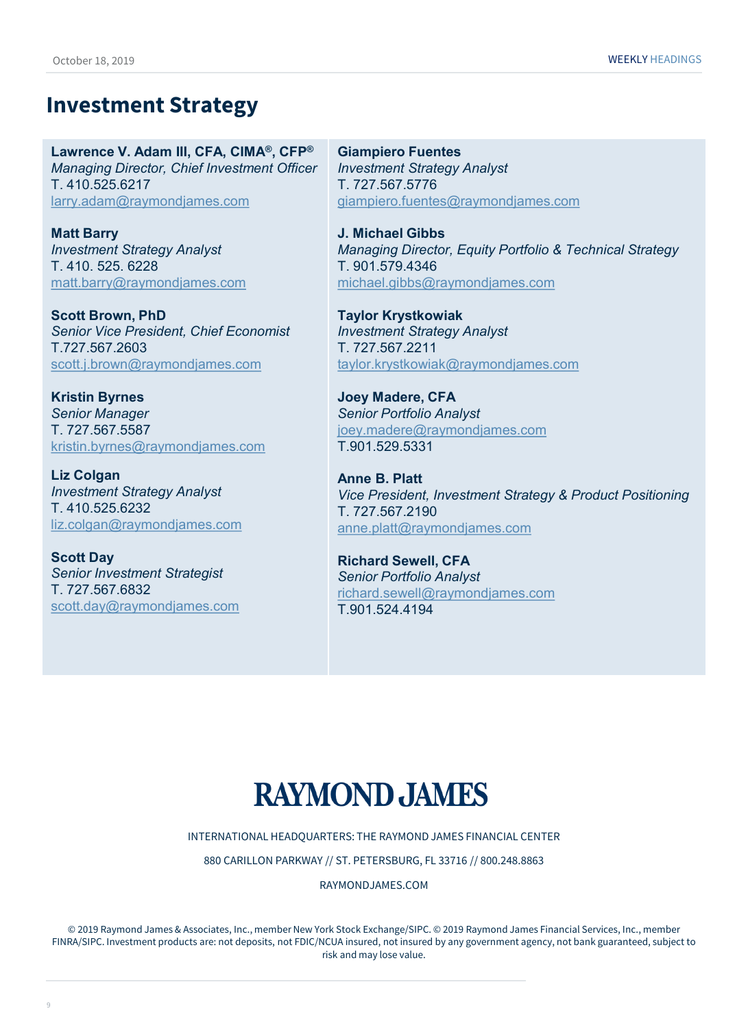# Investment Strategy

**Lawrence V. Adam III, CFA, CIMA®, CFP®**
*Managing Director, Chief Investment Officer*
T. 410.525.6217
larry.adam@raymondjames.com

**Matt Barry**
*Investment Strategy Analyst*
T. 410. 525. 6228
matt.barry@raymondjames.com

**Scott Brown, PhD**
*Senior Vice President, Chief Economist*
T.727.567.2603
scott.j.brown@raymondjames.com

**Kristin Byrnes**
*Senior Manager*
T. 727.567.5587
kristin.byrnes@raymondjames.com

**Liz Colgan**
*Investment Strategy Analyst*
T. 410.525.6232
liz.colgan@raymondjames.com

**Scott Day**
*Senior Investment Strategist*
T. 727.567.6832
scott.day@raymondjames.com

**Giampiero Fuentes**
*Investment Strategy Analyst*
T. 727.567.5776
giampiero.fuentes@raymondjames.com

**J. Michael Gibbs**
*Managing Director, Equity Portfolio & Technical Strategy*
T. 901.579.4346
michael.gibbs@raymondjames.com

**Taylor Krystkowiak**
*Investment Strategy Analyst*
T. 727.567.2211
taylor.krystkowiak@raymondjames.com

**Joey Madere, CFA**
*Senior Portfolio Analyst*
joey.madere@raymondjames.com
T.901.529.5331

**Anne B. Platt**
*Vice President, Investment Strategy & Product Positioning*
T. 727.567.2190
anne.platt@raymondjames.com

**Richard Sewell, CFA**
*Senior Portfolio Analyst*
richard.sewell@raymondjames.com
T.901.524.4194

**RAYMOND JAMES**

INTERNATIONAL HEADQUARTERS: THE RAYMOND JAMES FINANCIAL CENTER

880 CARILLON PARKWAY // ST. PETERSBURG, FL 33716 // 800.248.8863

RAYMONDJAMES.COM

© 2019 Raymond James & Associates, Inc., member New York Stock Exchange/SIPC. © 2019 Raymond James Financial Services, Inc., member FINRA/SIPC. Investment products are: not deposits, not FDIC/NCUA insured, not insured by any government agency, not bank guaranteed, subject to risk and may lose value.